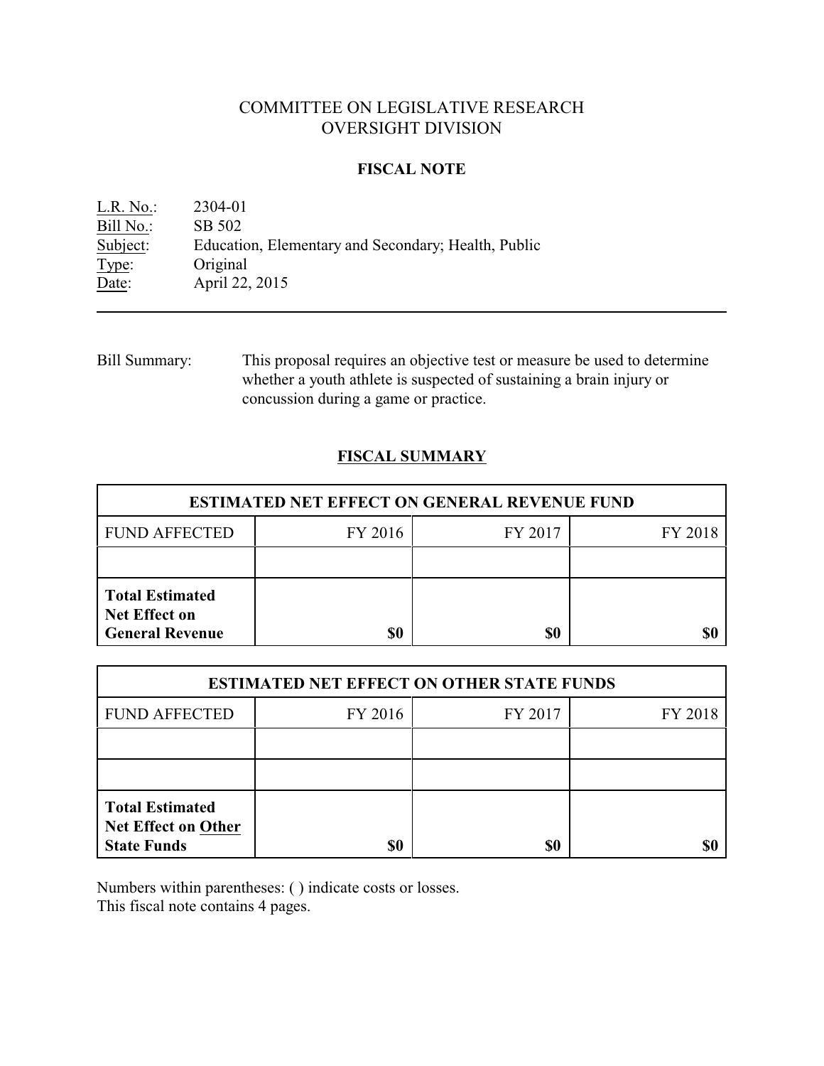# COMMITTEE ON LEGISLATIVE RESEARCH
# OVERSIGHT DIVISION

## FISCAL NOTE

L.R. No.: 2304-01
Bill No.: SB 502
Subject: Education, Elementary and Secondary; Health, Public
Type: Original
Date: April 22, 2015

---

Bill Summary: This proposal requires an objective test or measure be used to determine whether a youth athlete is suspected of sustaining a brain injury or concussion during a game or practice.

## FISCAL SUMMARY

| ESTIMATED NET EFFECT ON GENERAL REVENUE FUND | | | |
|---|---|---|---|
| FUND AFFECTED | FY 2016 | FY 2017 | FY 2018 |
| | | | |
| **Total Estimated Net Effect on General Revenue** | **$0** | **$0** | **$0** |

| ESTIMATED NET EFFECT ON OTHER STATE FUNDS | | | |
|---|---|---|---|
| FUND AFFECTED | FY 2016 | FY 2017 | FY 2018 |
| | | | |
| | | | |
| **Total Estimated Net Effect on Other State Funds** | **$0** | **$0** | **$0** |

Numbers within parentheses: ( ) indicate costs or losses.
This fiscal note contains 4 pages.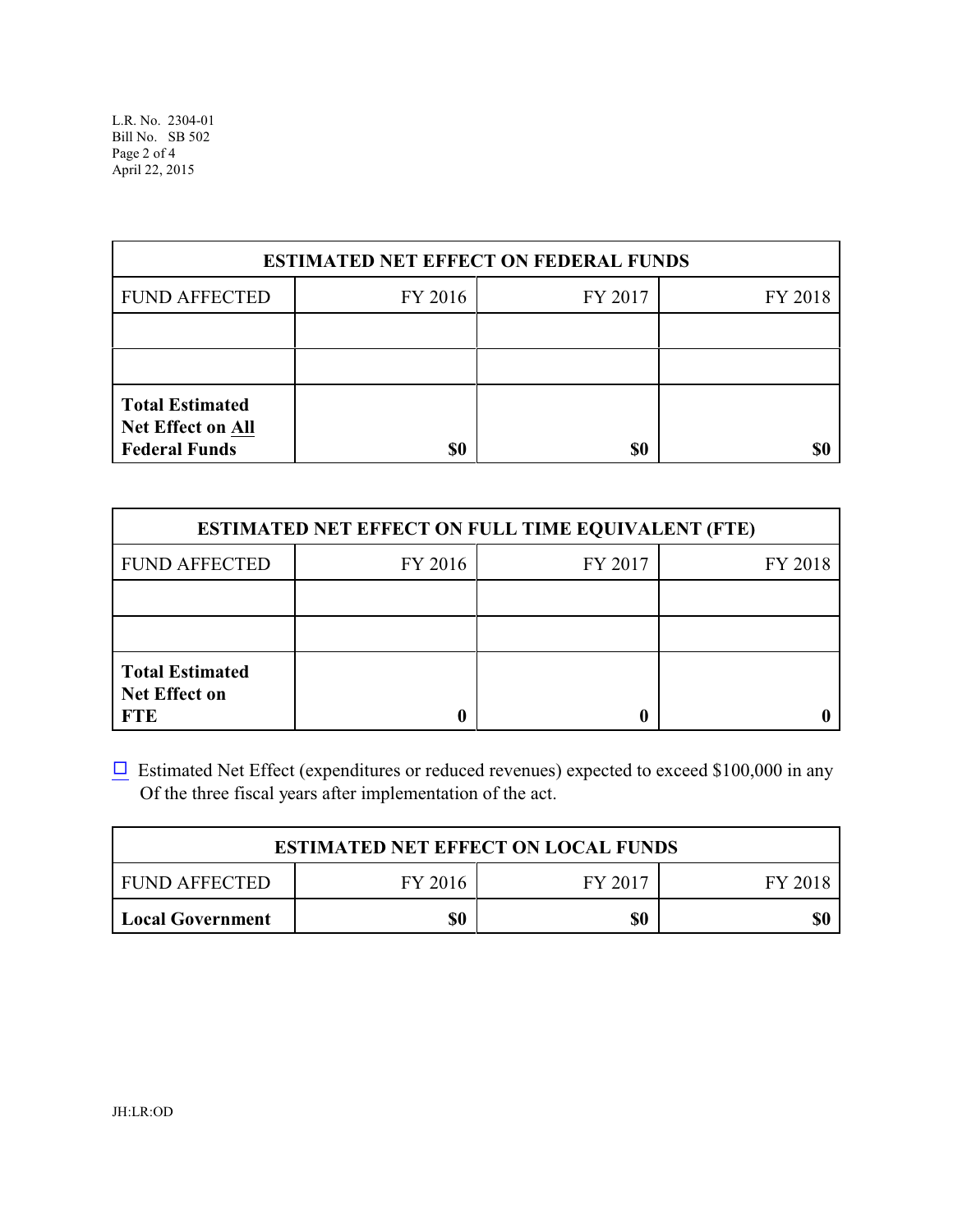| ESTIMATED NET EFFECT ON FEDERAL FUNDS | | | |
|---|---|---|---|
| FUND AFFECTED | FY 2016 | FY 2017 | FY 2018 |
| | | | |
| | | | |
| **Total Estimated Net Effect on All Federal Funds** | **$0** | **$0** | **$0** |

| ESTIMATED NET EFFECT ON FULL TIME EQUIVALENT (FTE) | | | |
|---|---|---|---|
| FUND AFFECTED | FY 2016 | FY 2017 | FY 2018 |
| | | | |
| | | | |
| **Total Estimated Net Effect on FTE** | **0** | **0** | **0** |

☐ Estimated Net Effect (expenditures or reduced revenues) expected to exceed $100,000 in any Of the three fiscal years after implementation of the act.

| ESTIMATED NET EFFECT ON LOCAL FUNDS | | | |
|---|---|---|---|
| FUND AFFECTED | FY 2016 | FY 2017 | FY 2018 |
| **Local Government** | **$0** | **$0** | **$0** |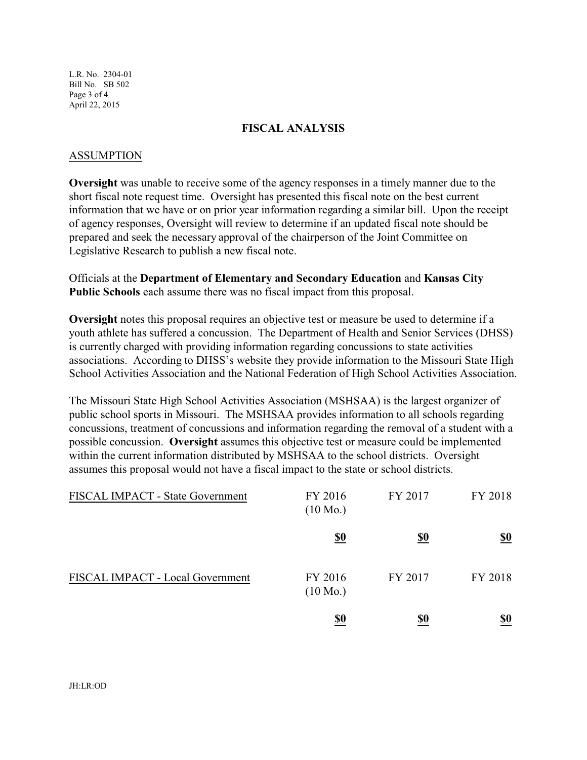## FISCAL ANALYSIS

### ASSUMPTION

**Oversight** was unable to receive some of the agency responses in a timely manner due to the short fiscal note request time. Oversight has presented this fiscal note on the best current information that we have or on prior year information regarding a similar bill. Upon the receipt of agency responses, Oversight will review to determine if an updated fiscal note should be prepared and seek the necessary approval of the chairperson of the Joint Committee on Legislative Research to publish a new fiscal note.

Officials at the **Department of Elementary and Secondary Education** and **Kansas City Public Schools** each assume there was no fiscal impact from this proposal.

**Oversight** notes this proposal requires an objective test or measure be used to determine if a youth athlete has suffered a concussion. The Department of Health and Senior Services (DHSS) is currently charged with providing information regarding concussions to state activities associations. According to DHSS's website they provide information to the Missouri State High School Activities Association and the National Federation of High School Activities Association.

The Missouri State High School Activities Association (MSHSAA) is the largest organizer of public school sports in Missouri. The MSHSAA provides information to all schools regarding concussions, treatment of concussions and information regarding the removal of a student with a possible concussion. **Oversight** assumes this objective test or measure could be implemented within the current information distributed by MSHSAA to the school districts. Oversight assumes this proposal would not have a fiscal impact to the state or school districts.

| FISCAL IMPACT - State Government | FY 2016 (10 Mo.) | FY 2017 | FY 2018 |
|---|---|---|---|
| | **$0** | **$0** | **$0** |

| FISCAL IMPACT - Local Government | FY 2016 (10 Mo.) | FY 2017 | FY 2018 |
|---|---|---|---|
| | **$0** | **$0** | **$0** |

JH:LR:OD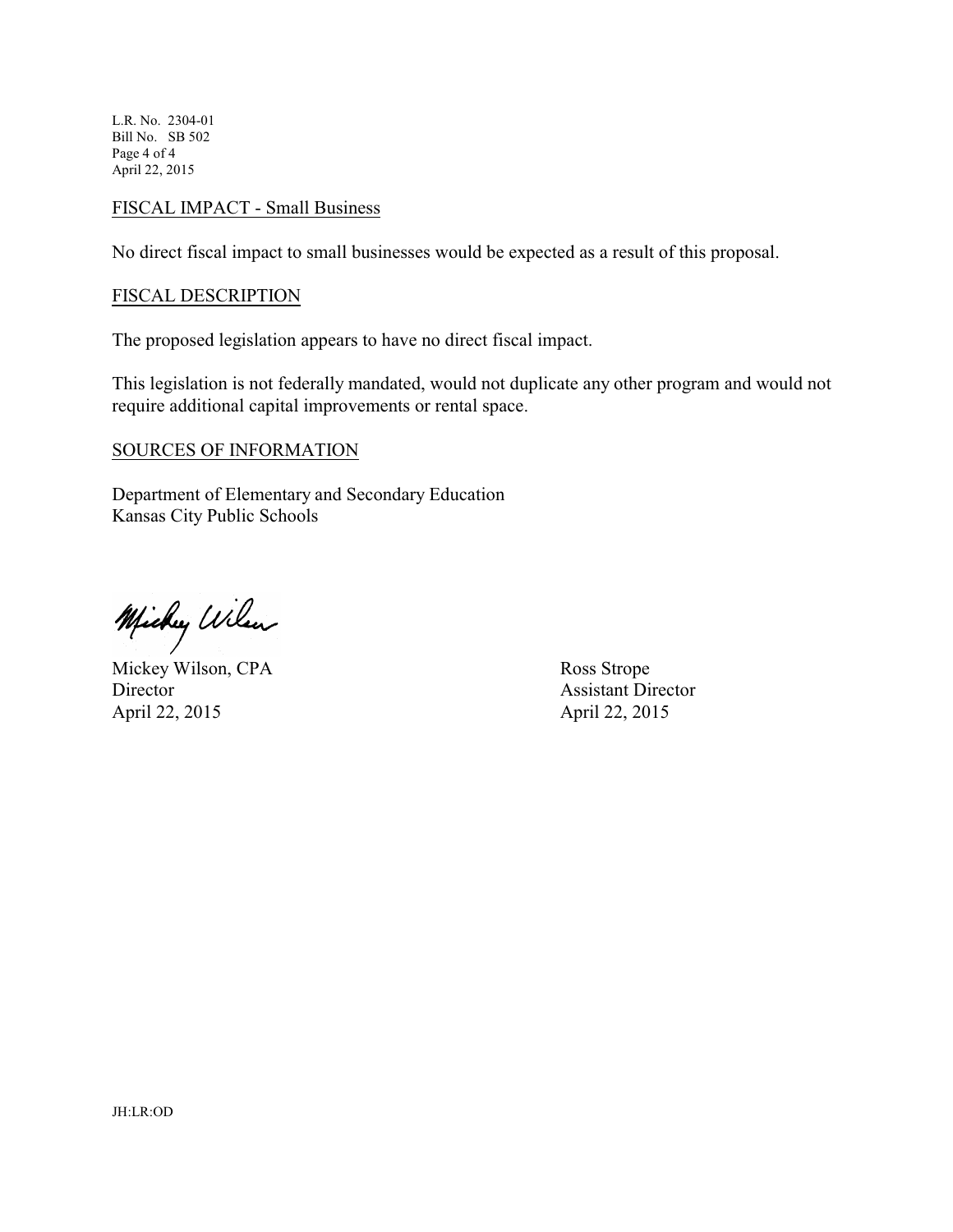## FISCAL IMPACT - Small Business

No direct fiscal impact to small businesses would be expected as a result of this proposal.

## FISCAL DESCRIPTION

The proposed legislation appears to have no direct fiscal impact.

This legislation is not federally mandated, would not duplicate any other program and would not require additional capital improvements or rental space.

## SOURCES OF INFORMATION

Department of Elementary and Secondary Education
Kansas City Public Schools

Mickey Wilson, CPA
Director
April 22, 2015

Ross Strope
Assistant Director
April 22, 2015

JH:LR:OD